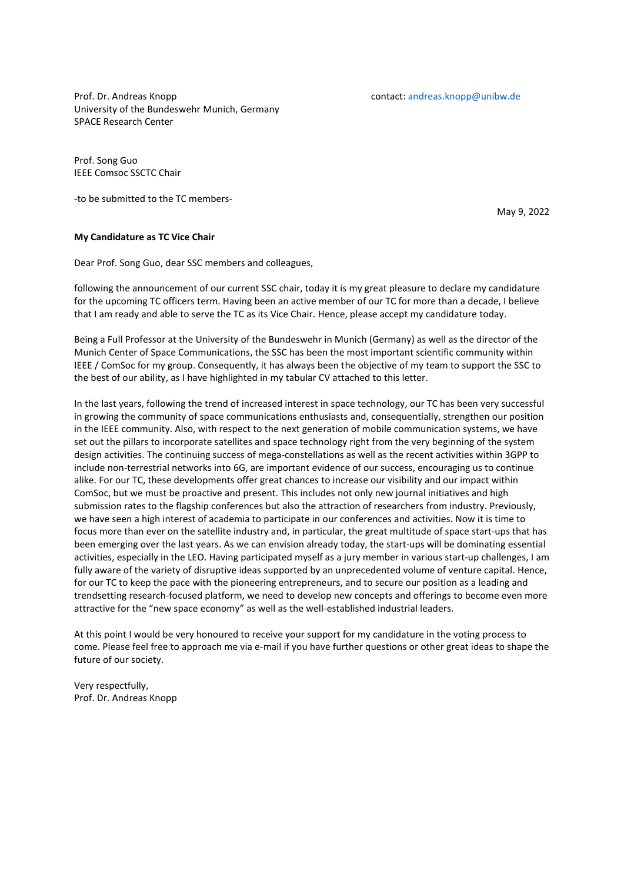Prof. Dr. Andreas Knopp
University of the Bundeswehr Munich, Germany
SPACE Research Center

contact: andreas.knopp@unibw.de

Prof. Song Guo
IEEE Comsoc SSCTC Chair

-to be submitted to the TC members-

May 9, 2022

**My Candidature as TC Vice Chair**

Dear Prof. Song Guo, dear SSC members and colleagues,

following the announcement of our current SSC chair, today it is my great pleasure to declare my candidature for the upcoming TC officers term. Having been an active member of our TC for more than a decade, I believe that I am ready and able to serve the TC as its Vice Chair. Hence, please accept my candidature today.

Being a Full Professor at the University of the Bundeswehr in Munich (Germany) as well as the director of the Munich Center of Space Communications, the SSC has been the most important scientific community within IEEE / ComSoc for my group. Consequently, it has always been the objective of my team to support the SSC to the best of our ability, as I have highlighted in my tabular CV attached to this letter.

In the last years, following the trend of increased interest in space technology, our TC has been very successful in growing the community of space communications enthusiasts and, consequentially, strengthen our position in the IEEE community. Also, with respect to the next generation of mobile communication systems, we have set out the pillars to incorporate satellites and space technology right from the very beginning of the system design activities. The continuing success of mega-constellations as well as the recent activities within 3GPP to include non-terrestrial networks into 6G, are important evidence of our success, encouraging us to continue alike. For our TC, these developments offer great chances to increase our visibility and our impact within ComSoc, but we must be proactive and present. This includes not only new journal initiatives and high submission rates to the flagship conferences but also the attraction of researchers from industry. Previously, we have seen a high interest of academia to participate in our conferences and activities. Now it is time to focus more than ever on the satellite industry and, in particular, the great multitude of space start-ups that has been emerging over the last years. As we can envision already today, the start-ups will be dominating essential activities, especially in the LEO. Having participated myself as a jury member in various start-up challenges, I am fully aware of the variety of disruptive ideas supported by an unprecedented volume of venture capital. Hence, for our TC to keep the pace with the pioneering entrepreneurs, and to secure our position as a leading and trendsetting research-focused platform, we need to develop new concepts and offerings to become even more attractive for the "new space economy" as well as the well-established industrial leaders.

At this point I would be very honoured to receive your support for my candidature in the voting process to come. Please feel free to approach me via e-mail if you have further questions or other great ideas to shape the future of our society.

Very respectfully,
Prof. Dr. Andreas Knopp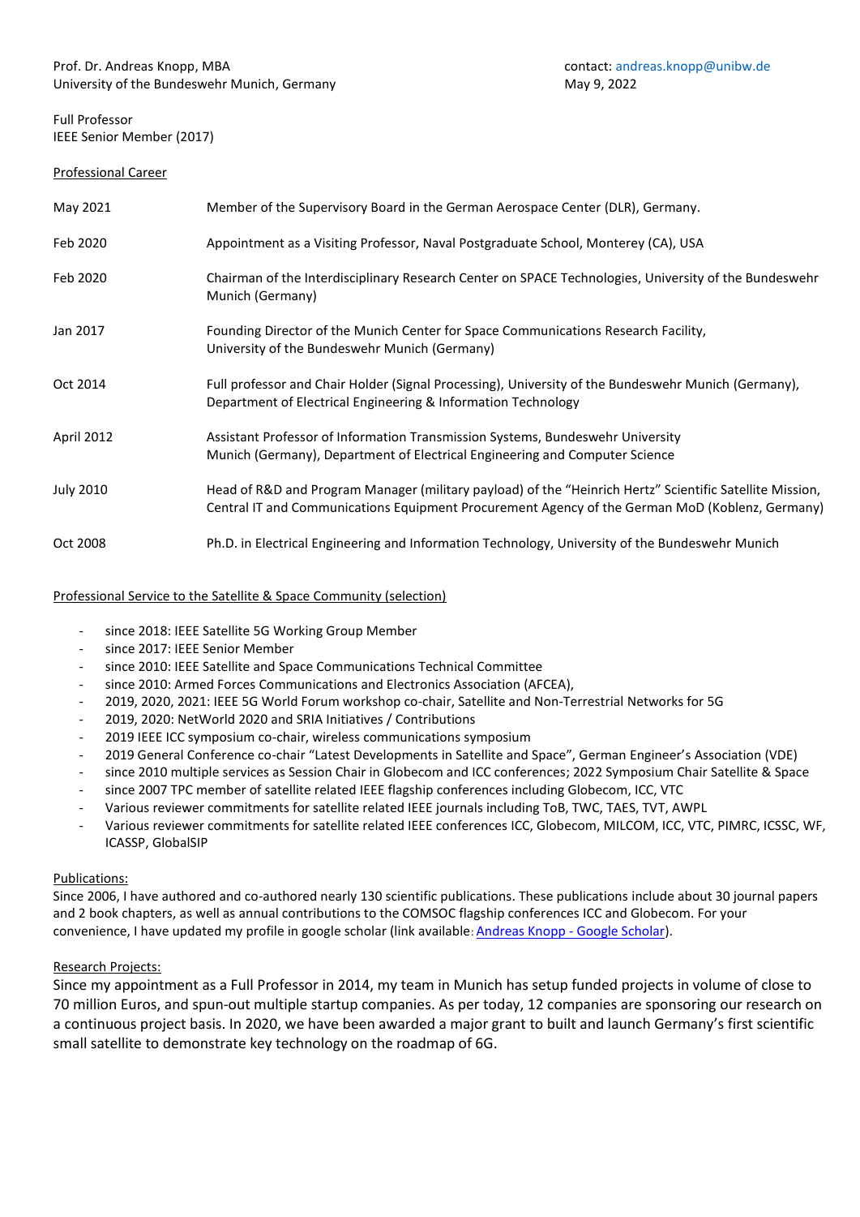Prof. Dr. Andreas Knopp, MBA
University of the Bundeswehr Munich, Germany

contact: andreas.knopp@unibw.de
May 9, 2022

Full Professor
IEEE Senior Member (2017)

Professional Career

| | |
|---|---|
| May 2021 | Member of the Supervisory Board in the German Aerospace Center (DLR), Germany. |
| Feb 2020 | Appointment as a Visiting Professor, Naval Postgraduate School, Monterey (CA), USA |
| Feb 2020 | Chairman of the Interdisciplinary Research Center on SPACE Technologies, University of the Bundeswehr Munich (Germany) |
| Jan 2017 | Founding Director of the Munich Center for Space Communications Research Facility, University of the Bundeswehr Munich (Germany) |
| Oct 2014 | Full professor and Chair Holder (Signal Processing), University of the Bundeswehr Munich (Germany), Department of Electrical Engineering & Information Technology |
| April 2012 | Assistant Professor of Information Transmission Systems, Bundeswehr University Munich (Germany), Department of Electrical Engineering and Computer Science |
| July 2010 | Head of R&D and Program Manager (military payload) of the "Heinrich Hertz" Scientific Satellite Mission, Central IT and Communications Equipment Procurement Agency of the German MoD (Koblenz, Germany) |
| Oct 2008 | Ph.D. in Electrical Engineering and Information Technology, University of the Bundeswehr Munich |

Professional Service to the Satellite & Space Community (selection)

- since 2018: IEEE Satellite 5G Working Group Member
- since 2017: IEEE Senior Member
- since 2010: IEEE Satellite and Space Communications Technical Committee
- since 2010: Armed Forces Communications and Electronics Association (AFCEA),
- 2019, 2020, 2021: IEEE 5G World Forum workshop co-chair, Satellite and Non-Terrestrial Networks for 5G
- 2019, 2020: NetWorld 2020 and SRIA Initiatives / Contributions
- 2019 IEEE ICC symposium co-chair, wireless communications symposium
- 2019 General Conference co-chair "Latest Developments in Satellite and Space", German Engineer's Association (VDE)
- since 2010 multiple services as Session Chair in Globecom and ICC conferences; 2022 Symposium Chair Satellite & Space
- since 2007 TPC member of satellite related IEEE flagship conferences including Globecom, ICC, VTC
- Various reviewer commitments for satellite related IEEE journals including ToB, TWC, TAES, TVT, AWPL
- Various reviewer commitments for satellite related IEEE conferences ICC, Globecom, MILCOM, ICC, VTC, PIMRC, ICSSC, WF, ICASSP, GlobalSIP

Publications:
Since 2006, I have authored and co-authored nearly 130 scientific publications. These publications include about 30 journal papers and 2 book chapters, as well as annual contributions to the COMSOC flagship conferences ICC and Globecom. For your convenience, I have updated my profile in google scholar (link available: [Andreas Knopp - Google Scholar]).

Research Projects:
Since my appointment as a Full Professor in 2014, my team in Munich has setup funded projects in volume of close to 70 million Euros, and spun-out multiple startup companies. As per today, 12 companies are sponsoring our research on a continuous project basis. In 2020, we have been awarded a major grant to built and launch Germany's first scientific small satellite to demonstrate key technology on the roadmap of 6G.